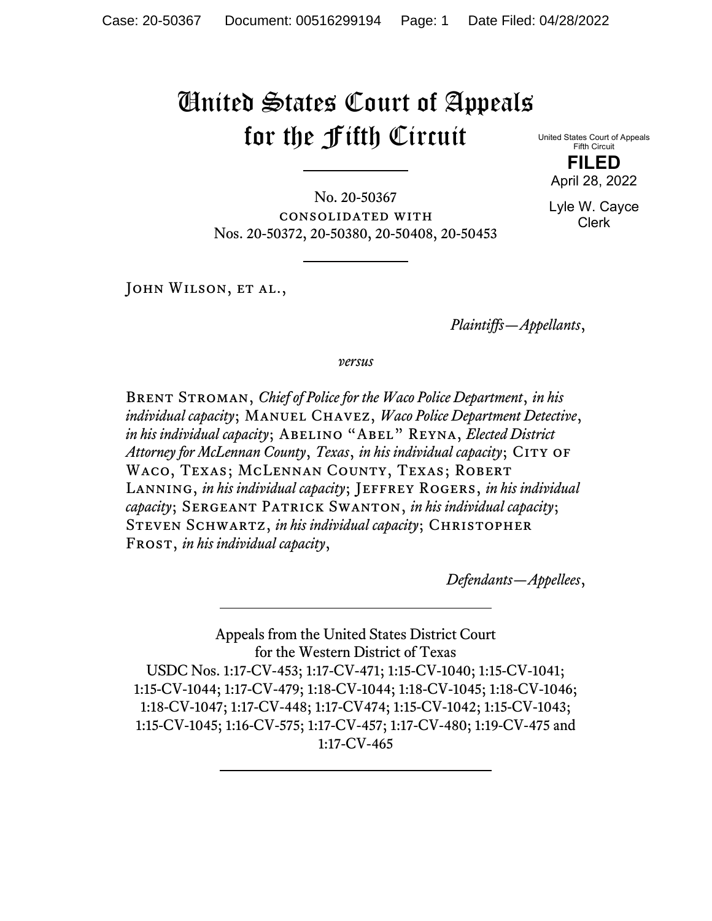# United States Court of Appeals for the Fifth Circuit

United States Court of Appeals
Fifth Circuit

**FILED**

April 28, 2022

Lyle W. Cayce
Clerk

---

No. 20-50367
CONSOLIDATED WITH
Nos. 20-50372, 20-50380, 20-50408, 20-50453

---

John Wilson, et al.,

*Plaintiffs—Appellants*,

*versus*

Brent Stroman, *Chief of Police for the Waco Police Department*, *in his individual capacity*; Manuel Chavez, *Waco Police Department Detective*, *in his individual capacity*; Abelino "Abel" Reyna, *Elected District Attorney for McLennan County*, *Texas*, *in his individual capacity*; City of Waco, Texas; McLennan County, Texas; Robert Lanning, *in his individual capacity*; Jeffrey Rogers, *in his individual capacity*; Sergeant Patrick Swanton, *in his individual capacity*; Steven Schwartz, *in his individual capacity*; Christopher Frost, *in his individual capacity*,

*Defendants—Appellees*,

---

Appeals from the United States District Court
for the Western District of Texas
USDC Nos. 1:17-CV-453; 1:17-CV-471; 1:15-CV-1040; 1:15-CV-1041;
1:15-CV-1044; 1:17-CV-479; 1:18-CV-1044; 1:18-CV-1045; 1:18-CV-1046;
1:18-CV-1047; 1:17-CV-448; 1:17-CV474; 1:15-CV-1042; 1:15-CV-1043;
1:15-CV-1045; 1:16-CV-575; 1:17-CV-457; 1:17-CV-480; 1:19-CV-475 and
1:17-CV-465

---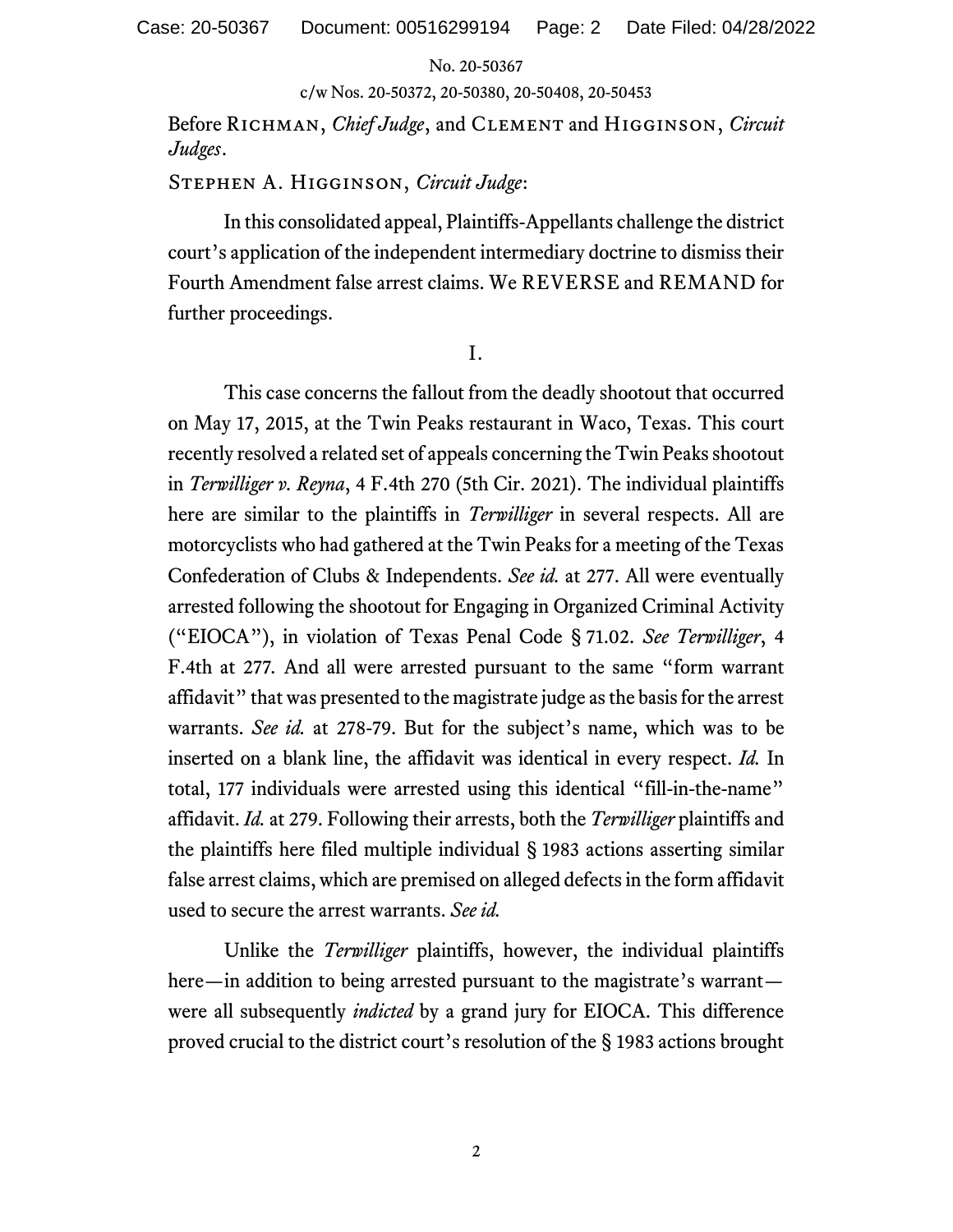No. 20-50367

c/w Nos. 20-50372, 20-50380, 20-50408, 20-50453

Before Richman, *Chief Judge*, and Clement and Higginson, *Circuit Judges*.

Stephen A. Higginson, *Circuit Judge*:

In this consolidated appeal, Plaintiffs-Appellants challenge the district court's application of the independent intermediary doctrine to dismiss their Fourth Amendment false arrest claims. We REVERSE and REMAND for further proceedings.

I.

This case concerns the fallout from the deadly shootout that occurred on May 17, 2015, at the Twin Peaks restaurant in Waco, Texas. This court recently resolved a related set of appeals concerning the Twin Peaks shootout in *Terwilliger v. Reyna*, 4 F.4th 270 (5th Cir. 2021). The individual plaintiffs here are similar to the plaintiffs in *Terwilliger* in several respects. All are motorcyclists who had gathered at the Twin Peaks for a meeting of the Texas Confederation of Clubs & Independents. *See id.* at 277. All were eventually arrested following the shootout for Engaging in Organized Criminal Activity ("EIOCA"), in violation of Texas Penal Code § 71.02. *See Terwilliger*, 4 F.4th at 277. And all were arrested pursuant to the same "form warrant affidavit" that was presented to the magistrate judge as the basis for the arrest warrants. *See id.* at 278-79. But for the subject's name, which was to be inserted on a blank line, the affidavit was identical in every respect. *Id.* In total, 177 individuals were arrested using this identical "fill-in-the-name" affidavit. *Id.* at 279. Following their arrests, both the *Terwilliger* plaintiffs and the plaintiffs here filed multiple individual § 1983 actions asserting similar false arrest claims, which are premised on alleged defects in the form affidavit used to secure the arrest warrants. *See id.*

Unlike the *Terwilliger* plaintiffs, however, the individual plaintiffs here—in addition to being arrested pursuant to the magistrate's warrant—were all subsequently *indicted* by a grand jury for EIOCA. This difference proved crucial to the district court's resolution of the § 1983 actions brought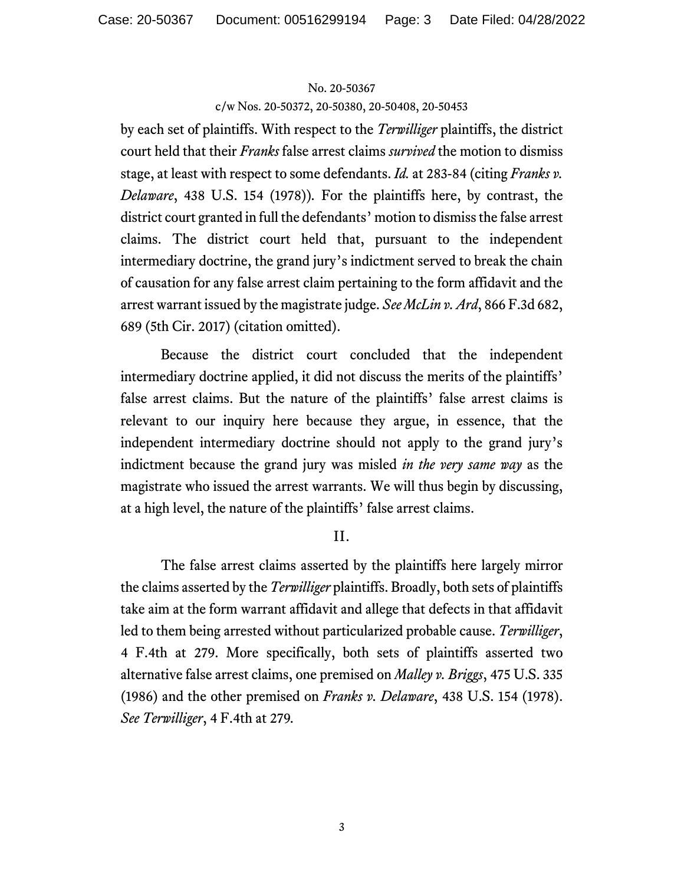by each set of plaintiffs. With respect to the *Terwilliger* plaintiffs, the district court held that their *Franks* false arrest claims *survived* the motion to dismiss stage, at least with respect to some defendants. *Id.* at 283-84 (citing *Franks v. Delaware*, 438 U.S. 154 (1978)). For the plaintiffs here, by contrast, the district court granted in full the defendants' motion to dismiss the false arrest claims. The district court held that, pursuant to the independent intermediary doctrine, the grand jury's indictment served to break the chain of causation for any false arrest claim pertaining to the form affidavit and the arrest warrant issued by the magistrate judge. *See McLin v. Ard*, 866 F.3d 682, 689 (5th Cir. 2017) (citation omitted).

Because the district court concluded that the independent intermediary doctrine applied, it did not discuss the merits of the plaintiffs' false arrest claims. But the nature of the plaintiffs' false arrest claims is relevant to our inquiry here because they argue, in essence, that the independent intermediary doctrine should not apply to the grand jury's indictment because the grand jury was misled *in the very same way* as the magistrate who issued the arrest warrants. We will thus begin by discussing, at a high level, the nature of the plaintiffs' false arrest claims.

## II.

The false arrest claims asserted by the plaintiffs here largely mirror the claims asserted by the *Terwilliger* plaintiffs. Broadly, both sets of plaintiffs take aim at the form warrant affidavit and allege that defects in that affidavit led to them being arrested without particularized probable cause. *Terwilliger*, 4 F.4th at 279. More specifically, both sets of plaintiffs asserted two alternative false arrest claims, one premised on *Malley v. Briggs*, 475 U.S. 335 (1986) and the other premised on *Franks v. Delaware*, 438 U.S. 154 (1978). *See Terwilliger*, 4 F.4th at 279.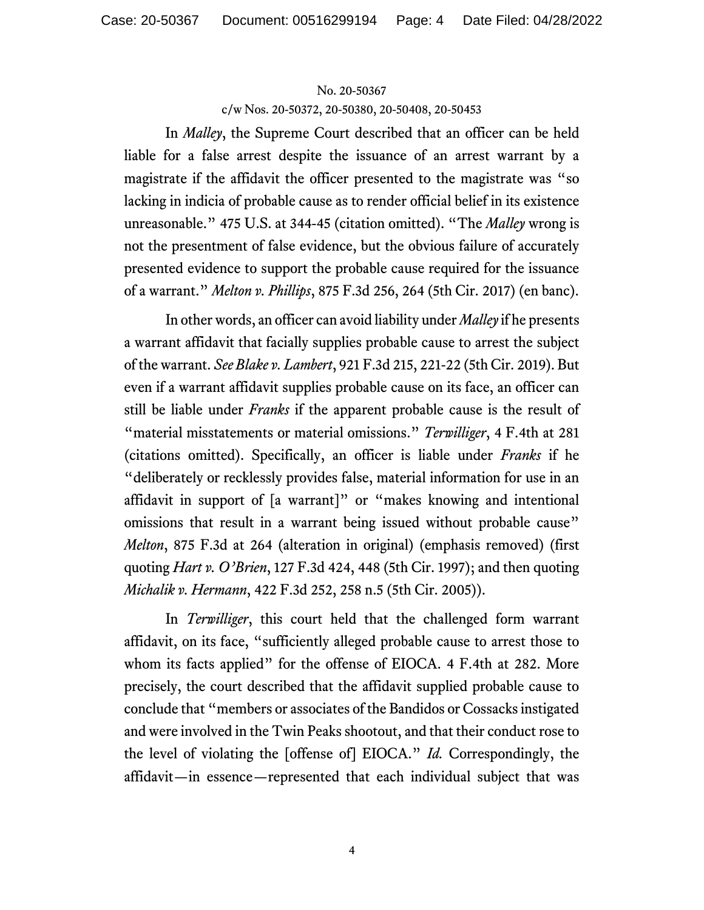In *Malley*, the Supreme Court described that an officer can be held liable for a false arrest despite the issuance of an arrest warrant by a magistrate if the affidavit the officer presented to the magistrate was "so lacking in indicia of probable cause as to render official belief in its existence unreasonable." 475 U.S. at 344-45 (citation omitted). "The *Malley* wrong is not the presentment of false evidence, but the obvious failure of accurately presented evidence to support the probable cause required for the issuance of a warrant." *Melton v. Phillips*, 875 F.3d 256, 264 (5th Cir. 2017) (en banc).

In other words, an officer can avoid liability under *Malley* if he presents a warrant affidavit that facially supplies probable cause to arrest the subject of the warrant. *See Blake v. Lambert*, 921 F.3d 215, 221-22 (5th Cir. 2019). But even if a warrant affidavit supplies probable cause on its face, an officer can still be liable under *Franks* if the apparent probable cause is the result of "material misstatements or material omissions." *Terwilliger*, 4 F.4th at 281 (citations omitted). Specifically, an officer is liable under *Franks* if he "deliberately or recklessly provides false, material information for use in an affidavit in support of [a warrant]" or "makes knowing and intentional omissions that result in a warrant being issued without probable cause" *Melton*, 875 F.3d at 264 (alteration in original) (emphasis removed) (first quoting *Hart v. O'Brien*, 127 F.3d 424, 448 (5th Cir. 1997); and then quoting *Michalik v. Hermann*, 422 F.3d 252, 258 n.5 (5th Cir. 2005)).

In *Terwilliger*, this court held that the challenged form warrant affidavit, on its face, "sufficiently alleged probable cause to arrest those to whom its facts applied" for the offense of EIOCA. 4 F.4th at 282. More precisely, the court described that the affidavit supplied probable cause to conclude that "members or associates of the Bandidos or Cossacks instigated and were involved in the Twin Peaks shootout, and that their conduct rose to the level of violating the [offense of] EIOCA." *Id.* Correspondingly, the affidavit—in essence—represented that each individual subject that was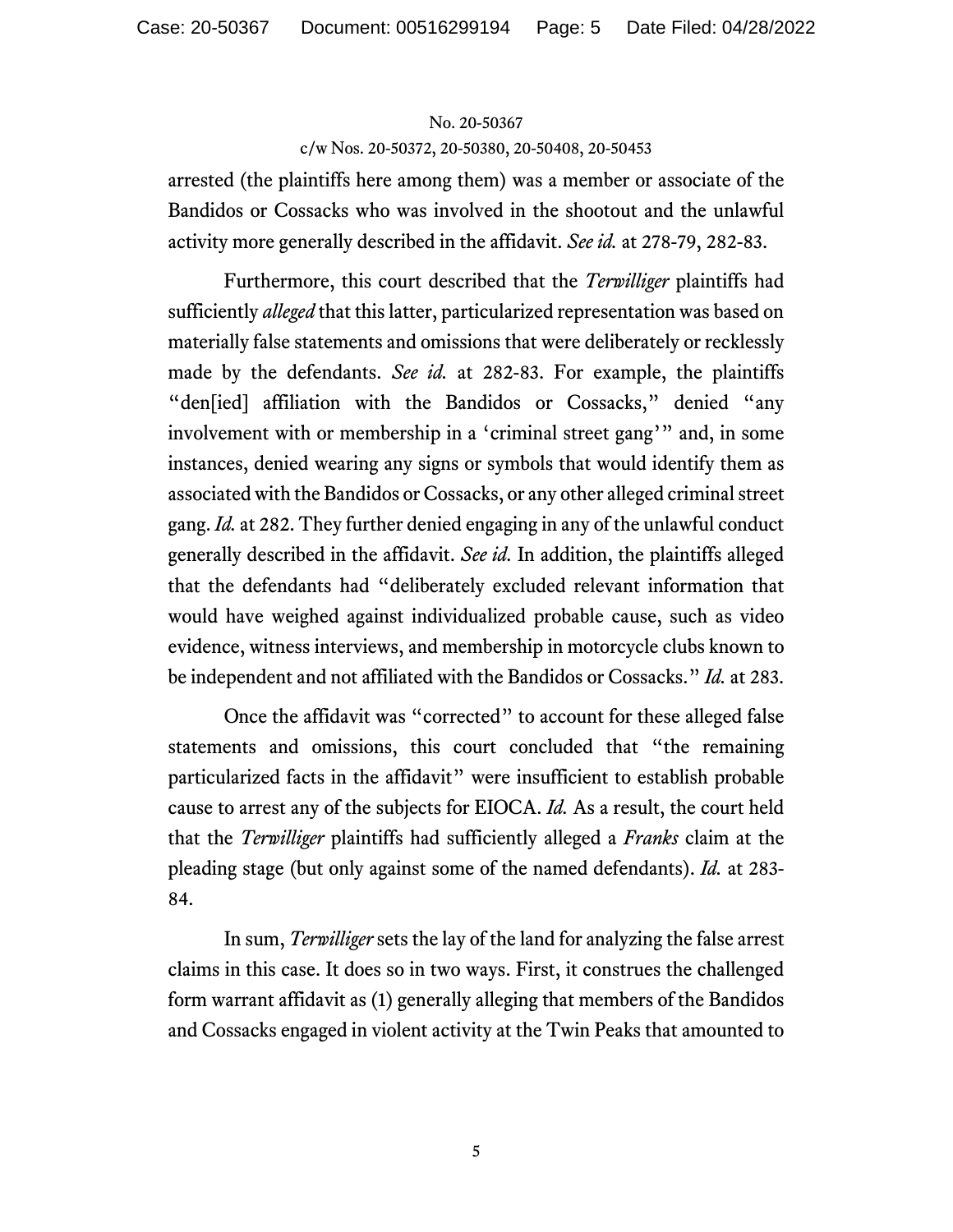arrested (the plaintiffs here among them) was a member or associate of the Bandidos or Cossacks who was involved in the shootout and the unlawful activity more generally described in the affidavit. *See id.* at 278-79, 282-83.

Furthermore, this court described that the *Terwilliger* plaintiffs had sufficiently *alleged* that this latter, particularized representation was based on materially false statements and omissions that were deliberately or recklessly made by the defendants. *See id.* at 282-83. For example, the plaintiffs "den[ied] affiliation with the Bandidos or Cossacks," denied "any involvement with or membership in a 'criminal street gang'" and, in some instances, denied wearing any signs or symbols that would identify them as associated with the Bandidos or Cossacks, or any other alleged criminal street gang. *Id.* at 282. They further denied engaging in any of the unlawful conduct generally described in the affidavit. *See id.* In addition, the plaintiffs alleged that the defendants had "deliberately excluded relevant information that would have weighed against individualized probable cause, such as video evidence, witness interviews, and membership in motorcycle clubs known to be independent and not affiliated with the Bandidos or Cossacks." *Id.* at 283.

Once the affidavit was "corrected" to account for these alleged false statements and omissions, this court concluded that "the remaining particularized facts in the affidavit" were insufficient to establish probable cause to arrest any of the subjects for EIOCA. *Id.* As a result, the court held that the *Terwilliger* plaintiffs had sufficiently alleged a *Franks* claim at the pleading stage (but only against some of the named defendants). *Id.* at 283-84.

In sum, *Terwilliger* sets the lay of the land for analyzing the false arrest claims in this case. It does so in two ways. First, it construes the challenged form warrant affidavit as (1) generally alleging that members of the Bandidos and Cossacks engaged in violent activity at the Twin Peaks that amounted to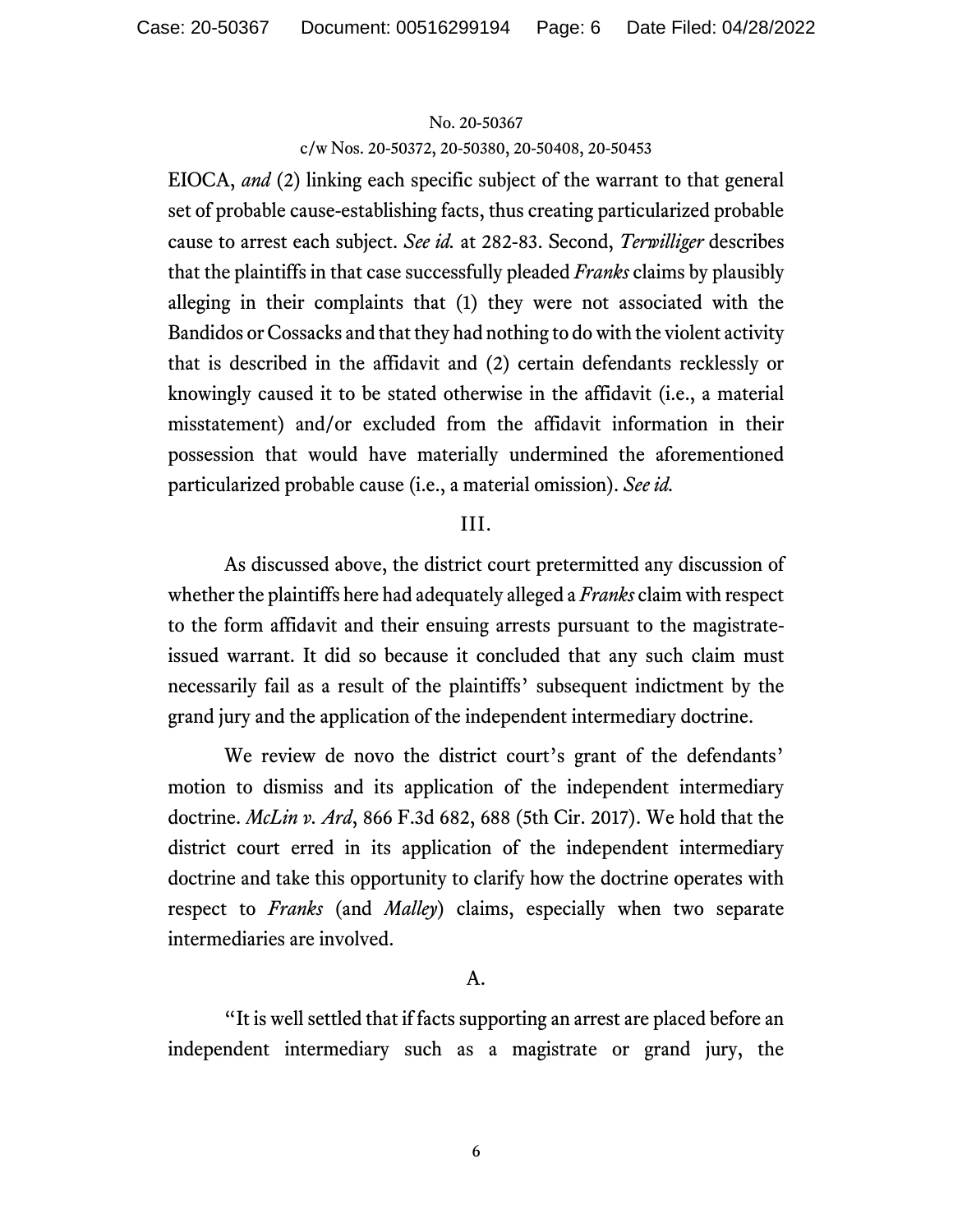EIOCA, *and* (2) linking each specific subject of the warrant to that general set of probable cause-establishing facts, thus creating particularized probable cause to arrest each subject. *See id.* at 282-83. Second, *Terwilliger* describes that the plaintiffs in that case successfully pleaded *Franks* claims by plausibly alleging in their complaints that (1) they were not associated with the Bandidos or Cossacks and that they had nothing to do with the violent activity that is described in the affidavit and (2) certain defendants recklessly or knowingly caused it to be stated otherwise in the affidavit (i.e., a material misstatement) and/or excluded from the affidavit information in their possession that would have materially undermined the aforementioned particularized probable cause (i.e., a material omission). *See id.*

## III.

As discussed above, the district court pretermitted any discussion of whether the plaintiffs here had adequately alleged a *Franks* claim with respect to the form affidavit and their ensuing arrests pursuant to the magistrate-issued warrant. It did so because it concluded that any such claim must necessarily fail as a result of the plaintiffs' subsequent indictment by the grand jury and the application of the independent intermediary doctrine.

We review de novo the district court's grant of the defendants' motion to dismiss and its application of the independent intermediary doctrine. *McLin v. Ard*, 866 F.3d 682, 688 (5th Cir. 2017). We hold that the district court erred in its application of the independent intermediary doctrine and take this opportunity to clarify how the doctrine operates with respect to *Franks* (and *Malley*) claims, especially when two separate intermediaries are involved.

### A.

"It is well settled that if facts supporting an arrest are placed before an independent intermediary such as a magistrate or grand jury, the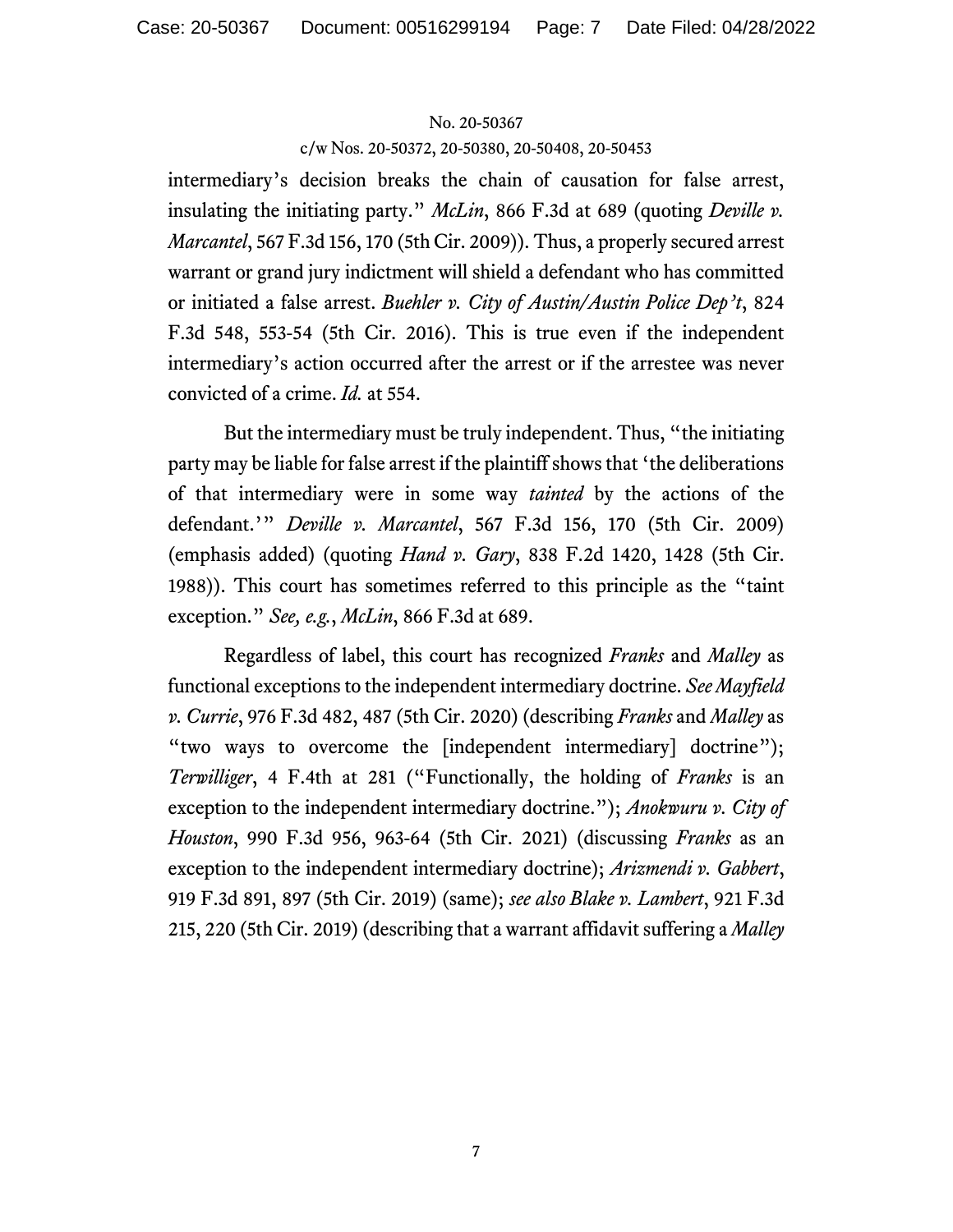intermediary's decision breaks the chain of causation for false arrest, insulating the initiating party." *McLin*, 866 F.3d at 689 (quoting *Deville v. Marcantel*, 567 F.3d 156, 170 (5th Cir. 2009)). Thus, a properly secured arrest warrant or grand jury indictment will shield a defendant who has committed or initiated a false arrest. *Buehler v. City of Austin/Austin Police Dep't*, 824 F.3d 548, 553-54 (5th Cir. 2016). This is true even if the independent intermediary's action occurred after the arrest or if the arrestee was never convicted of a crime. *Id.* at 554.

But the intermediary must be truly independent. Thus, "the initiating party may be liable for false arrest if the plaintiff shows that 'the deliberations of that intermediary were in some way *tainted* by the actions of the defendant.'" *Deville v. Marcantel*, 567 F.3d 156, 170 (5th Cir. 2009) (emphasis added) (quoting *Hand v. Gary*, 838 F.2d 1420, 1428 (5th Cir. 1988)). This court has sometimes referred to this principle as the "taint exception." *See, e.g.*, *McLin*, 866 F.3d at 689.

Regardless of label, this court has recognized *Franks* and *Malley* as functional exceptions to the independent intermediary doctrine. *See Mayfield v. Currie*, 976 F.3d 482, 487 (5th Cir. 2020) (describing *Franks* and *Malley* as "two ways to overcome the [independent intermediary] doctrine"); *Terwilliger*, 4 F.4th at 281 ("Functionally, the holding of *Franks* is an exception to the independent intermediary doctrine."); *Anokwuru v. City of Houston*, 990 F.3d 956, 963-64 (5th Cir. 2021) (discussing *Franks* as an exception to the independent intermediary doctrine); *Arizmendi v. Gabbert*, 919 F.3d 891, 897 (5th Cir. 2019) (same); *see also Blake v. Lambert*, 921 F.3d 215, 220 (5th Cir. 2019) (describing that a warrant affidavit suffering a *Malley*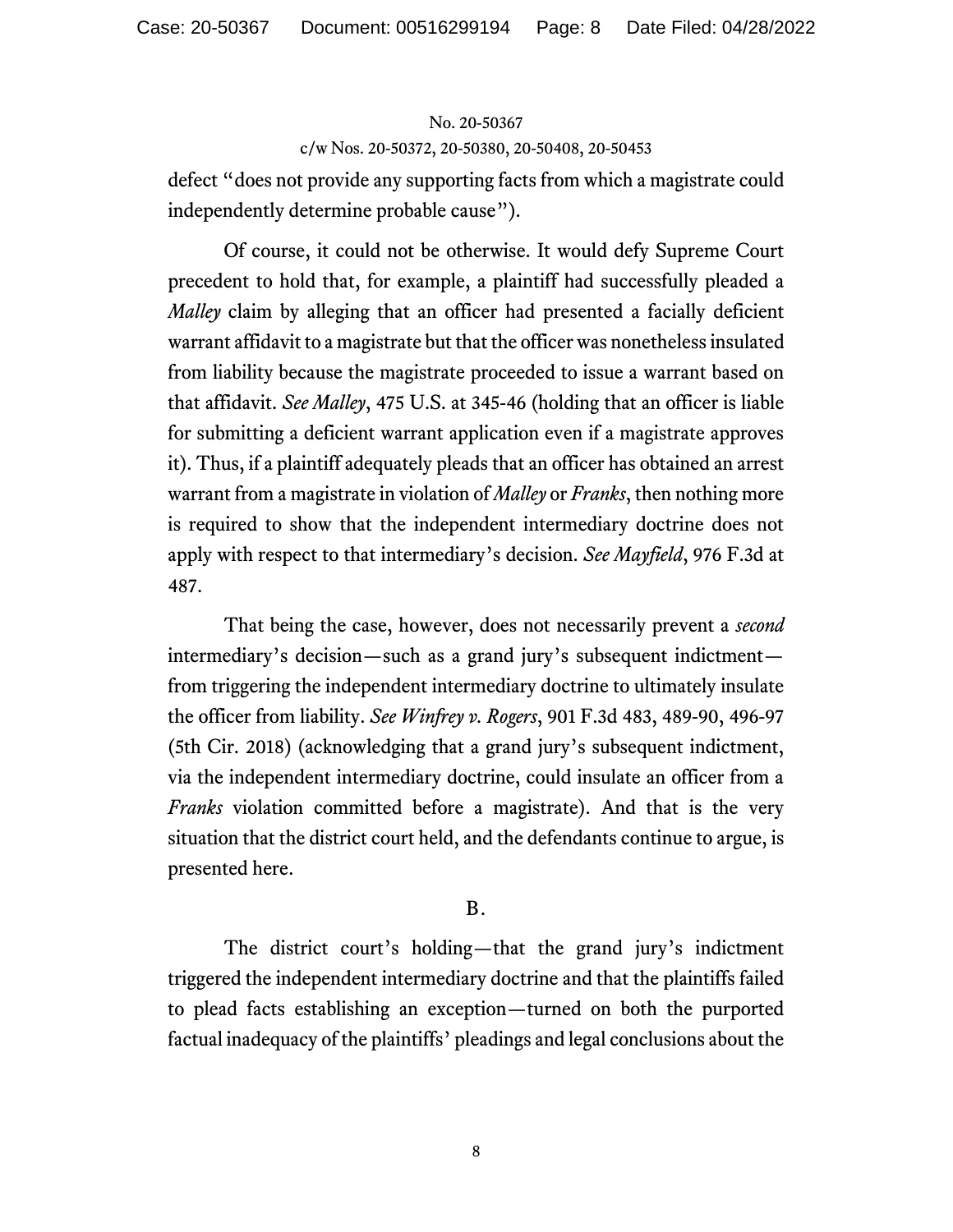defect "does not provide any supporting facts from which a magistrate could independently determine probable cause").

Of course, it could not be otherwise. It would defy Supreme Court precedent to hold that, for example, a plaintiff had successfully pleaded a *Malley* claim by alleging that an officer had presented a facially deficient warrant affidavit to a magistrate but that the officer was nonetheless insulated from liability because the magistrate proceeded to issue a warrant based on that affidavit. *See Malley*, 475 U.S. at 345-46 (holding that an officer is liable for submitting a deficient warrant application even if a magistrate approves it). Thus, if a plaintiff adequately pleads that an officer has obtained an arrest warrant from a magistrate in violation of *Malley* or *Franks*, then nothing more is required to show that the independent intermediary doctrine does not apply with respect to that intermediary's decision. *See Mayfield*, 976 F.3d at 487.

That being the case, however, does not necessarily prevent a *second* intermediary's decision—such as a grand jury's subsequent indictment—from triggering the independent intermediary doctrine to ultimately insulate the officer from liability. *See Winfrey v. Rogers*, 901 F.3d 483, 489-90, 496-97 (5th Cir. 2018) (acknowledging that a grand jury's subsequent indictment, via the independent intermediary doctrine, could insulate an officer from a *Franks* violation committed before a magistrate). And that is the very situation that the district court held, and the defendants continue to argue, is presented here.

B.

The district court's holding—that the grand jury's indictment triggered the independent intermediary doctrine and that the plaintiffs failed to plead facts establishing an exception—turned on both the purported factual inadequacy of the plaintiffs' pleadings and legal conclusions about the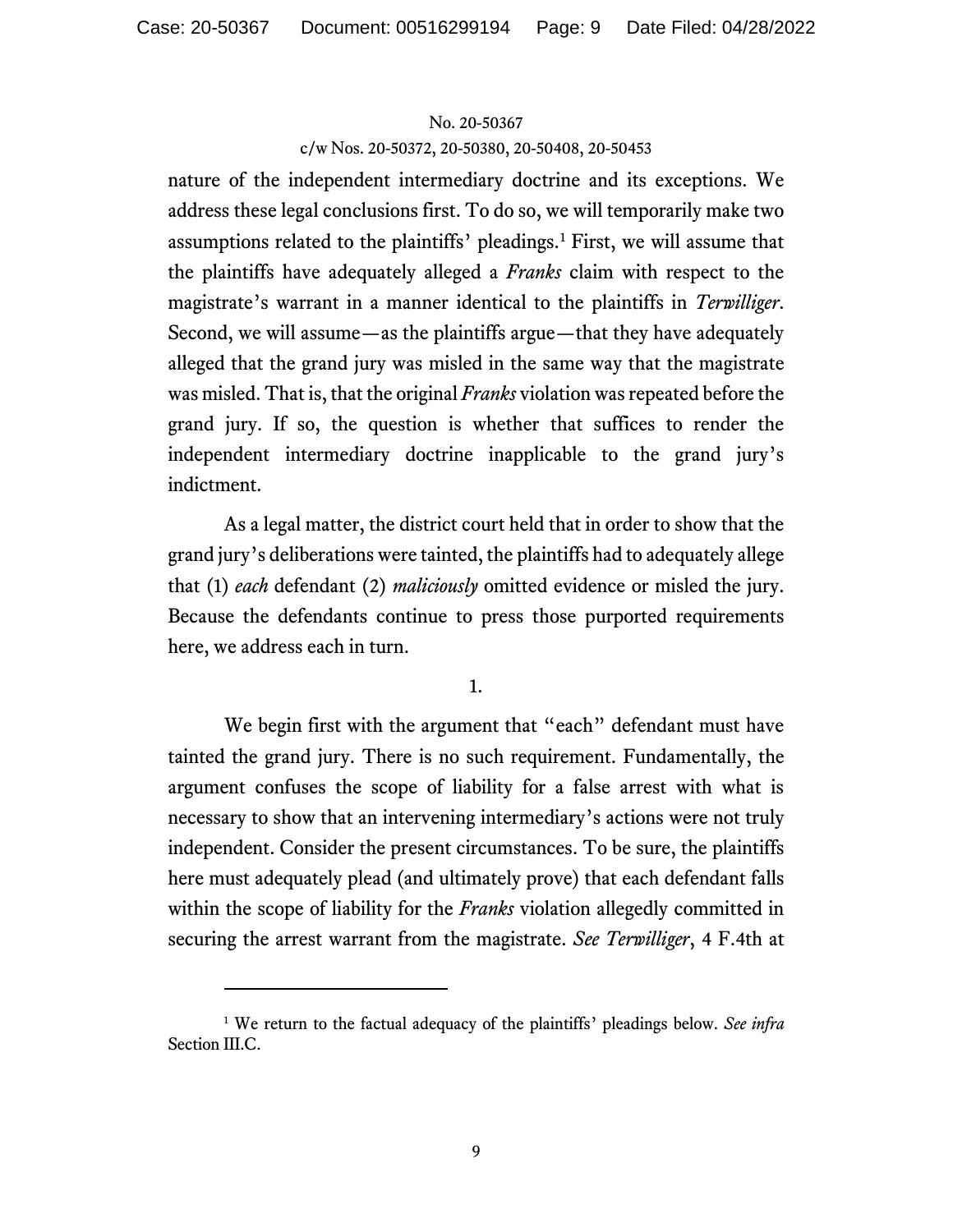nature of the independent intermediary doctrine and its exceptions. We address these legal conclusions first. To do so, we will temporarily make two assumptions related to the plaintiffs' pleadings.[1] First, we will assume that the plaintiffs have adequately alleged a *Franks* claim with respect to the magistrate's warrant in a manner identical to the plaintiffs in *Terwilliger*. Second, we will assume—as the plaintiffs argue—that they have adequately alleged that the grand jury was misled in the same way that the magistrate was misled. That is, that the original *Franks* violation was repeated before the grand jury. If so, the question is whether that suffices to render the independent intermediary doctrine inapplicable to the grand jury's indictment.

As a legal matter, the district court held that in order to show that the grand jury's deliberations were tainted, the plaintiffs had to adequately allege that (1) *each* defendant (2) *maliciously* omitted evidence or misled the jury. Because the defendants continue to press those purported requirements here, we address each in turn.

1.

We begin first with the argument that "each" defendant must have tainted the grand jury. There is no such requirement. Fundamentally, the argument confuses the scope of liability for a false arrest with what is necessary to show that an intervening intermediary's actions were not truly independent. Consider the present circumstances. To be sure, the plaintiffs here must adequately plead (and ultimately prove) that each defendant falls within the scope of liability for the *Franks* violation allegedly committed in securing the arrest warrant from the magistrate. *See Terwilliger*, 4 F.4th at

---

[1] We return to the factual adequacy of the plaintiffs' pleadings below. *See infra* Section III.C.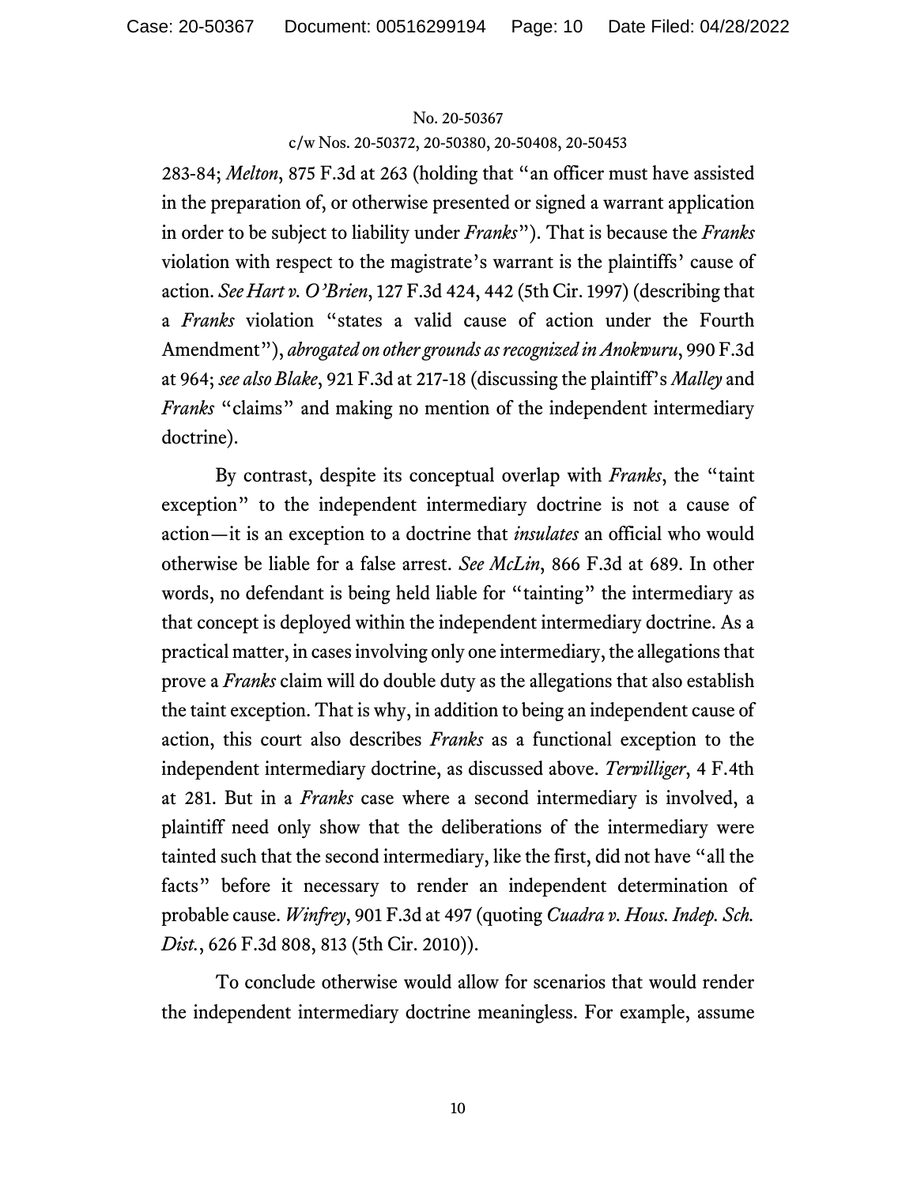283-84; *Melton*, 875 F.3d at 263 (holding that "an officer must have assisted in the preparation of, or otherwise presented or signed a warrant application in order to be subject to liability under *Franks*"). That is because the *Franks* violation with respect to the magistrate's warrant is the plaintiffs' cause of action. *See Hart v. O'Brien*, 127 F.3d 424, 442 (5th Cir. 1997) (describing that a *Franks* violation "states a valid cause of action under the Fourth Amendment"), *abrogated on other grounds as recognized in Anokwuru*, 990 F.3d at 964; *see also Blake*, 921 F.3d at 217-18 (discussing the plaintiff's *Malley* and *Franks* "claims" and making no mention of the independent intermediary doctrine).

By contrast, despite its conceptual overlap with *Franks*, the "taint exception" to the independent intermediary doctrine is not a cause of action—it is an exception to a doctrine that *insulates* an official who would otherwise be liable for a false arrest. *See McLin*, 866 F.3d at 689. In other words, no defendant is being held liable for "tainting" the intermediary as that concept is deployed within the independent intermediary doctrine. As a practical matter, in cases involving only one intermediary, the allegations that prove a *Franks* claim will do double duty as the allegations that also establish the taint exception. That is why, in addition to being an independent cause of action, this court also describes *Franks* as a functional exception to the independent intermediary doctrine, as discussed above. *Terwilliger*, 4 F.4th at 281. But in a *Franks* case where a second intermediary is involved, a plaintiff need only show that the deliberations of the intermediary were tainted such that the second intermediary, like the first, did not have "all the facts" before it necessary to render an independent determination of probable cause. *Winfrey*, 901 F.3d at 497 (quoting *Cuadra v. Hous. Indep. Sch. Dist.*, 626 F.3d 808, 813 (5th Cir. 2010)).

To conclude otherwise would allow for scenarios that would render the independent intermediary doctrine meaningless. For example, assume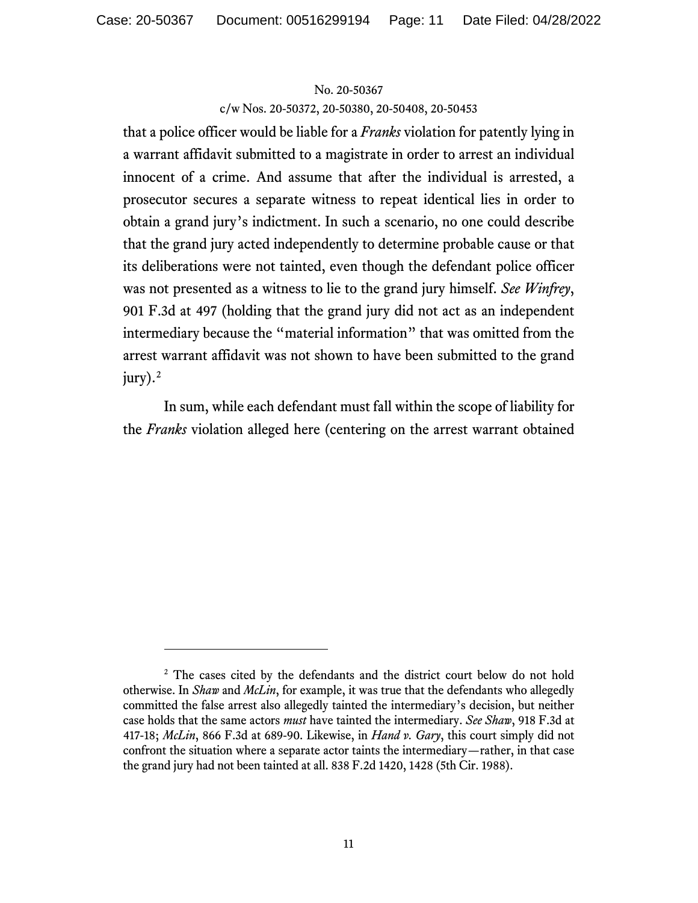that a police officer would be liable for a *Franks* violation for patently lying in a warrant affidavit submitted to a magistrate in order to arrest an individual innocent of a crime. And assume that after the individual is arrested, a prosecutor secures a separate witness to repeat identical lies in order to obtain a grand jury's indictment. In such a scenario, no one could describe that the grand jury acted independently to determine probable cause or that its deliberations were not tainted, even though the defendant police officer was not presented as a witness to lie to the grand jury himself. *See Winfrey*, 901 F.3d at 497 (holding that the grand jury did not act as an independent intermediary because the "material information" that was omitted from the arrest warrant affidavit was not shown to have been submitted to the grand jury).[2]

In sum, while each defendant must fall within the scope of liability for the *Franks* violation alleged here (centering on the arrest warrant obtained

---

[2] The cases cited by the defendants and the district court below do not hold otherwise. In *Shaw* and *McLin*, for example, it was true that the defendants who allegedly committed the false arrest also allegedly tainted the intermediary's decision, but neither case holds that the same actors *must* have tainted the intermediary. *See Shaw*, 918 F.3d at 417-18; *McLin*, 866 F.3d at 689-90. Likewise, in *Hand v. Gary*, this court simply did not confront the situation where a separate actor taints the intermediary—rather, in that case the grand jury had not been tainted at all. 838 F.2d 1420, 1428 (5th Cir. 1988).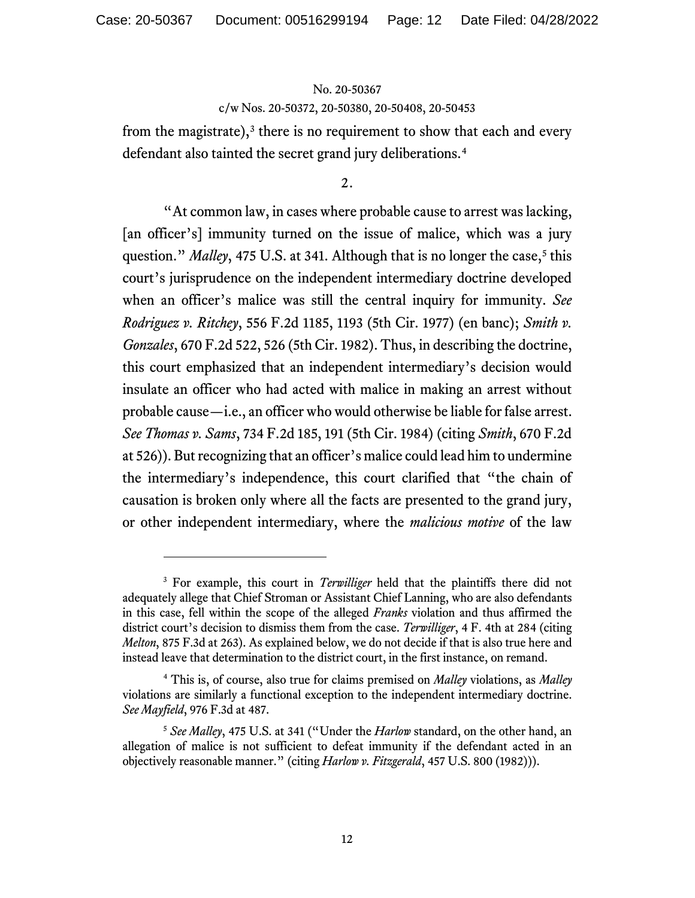from the magistrate),[3] there is no requirement to show that each and every defendant also tainted the secret grand jury deliberations.[4]

2.

"At common law, in cases where probable cause to arrest was lacking, [an officer's] immunity turned on the issue of malice, which was a jury question." *Malley*, 475 U.S. at 341. Although that is no longer the case,[5] this court's jurisprudence on the independent intermediary doctrine developed when an officer's malice was still the central inquiry for immunity. *See Rodriguez v. Ritchey*, 556 F.2d 1185, 1193 (5th Cir. 1977) (en banc); *Smith v. Gonzales*, 670 F.2d 522, 526 (5th Cir. 1982). Thus, in describing the doctrine, this court emphasized that an independent intermediary's decision would insulate an officer who had acted with malice in making an arrest without probable cause—i.e., an officer who would otherwise be liable for false arrest. *See Thomas v. Sams*, 734 F.2d 185, 191 (5th Cir. 1984) (citing *Smith*, 670 F.2d at 526)). But recognizing that an officer's malice could lead him to undermine the intermediary's independence, this court clarified that "the chain of causation is broken only where all the facts are presented to the grand jury, or other independent intermediary, where the *malicious motive* of the law

---

[3] For example, this court in *Terwilliger* held that the plaintiffs there did not adequately allege that Chief Stroman or Assistant Chief Lanning, who are also defendants in this case, fell within the scope of the alleged *Franks* violation and thus affirmed the district court's decision to dismiss them from the case. *Terwilliger*, 4 F. 4th at 284 (citing *Melton*, 875 F.3d at 263). As explained below, we do not decide if that is also true here and instead leave that determination to the district court, in the first instance, on remand.

[4] This is, of course, also true for claims premised on *Malley* violations, as *Malley* violations are similarly a functional exception to the independent intermediary doctrine. *See Mayfield*, 976 F.3d at 487.

[5] *See Malley*, 475 U.S. at 341 ("Under the *Harlow* standard, on the other hand, an allegation of malice is not sufficient to defeat immunity if the defendant acted in an objectively reasonable manner." (citing *Harlow v. Fitzgerald*, 457 U.S. 800 (1982))).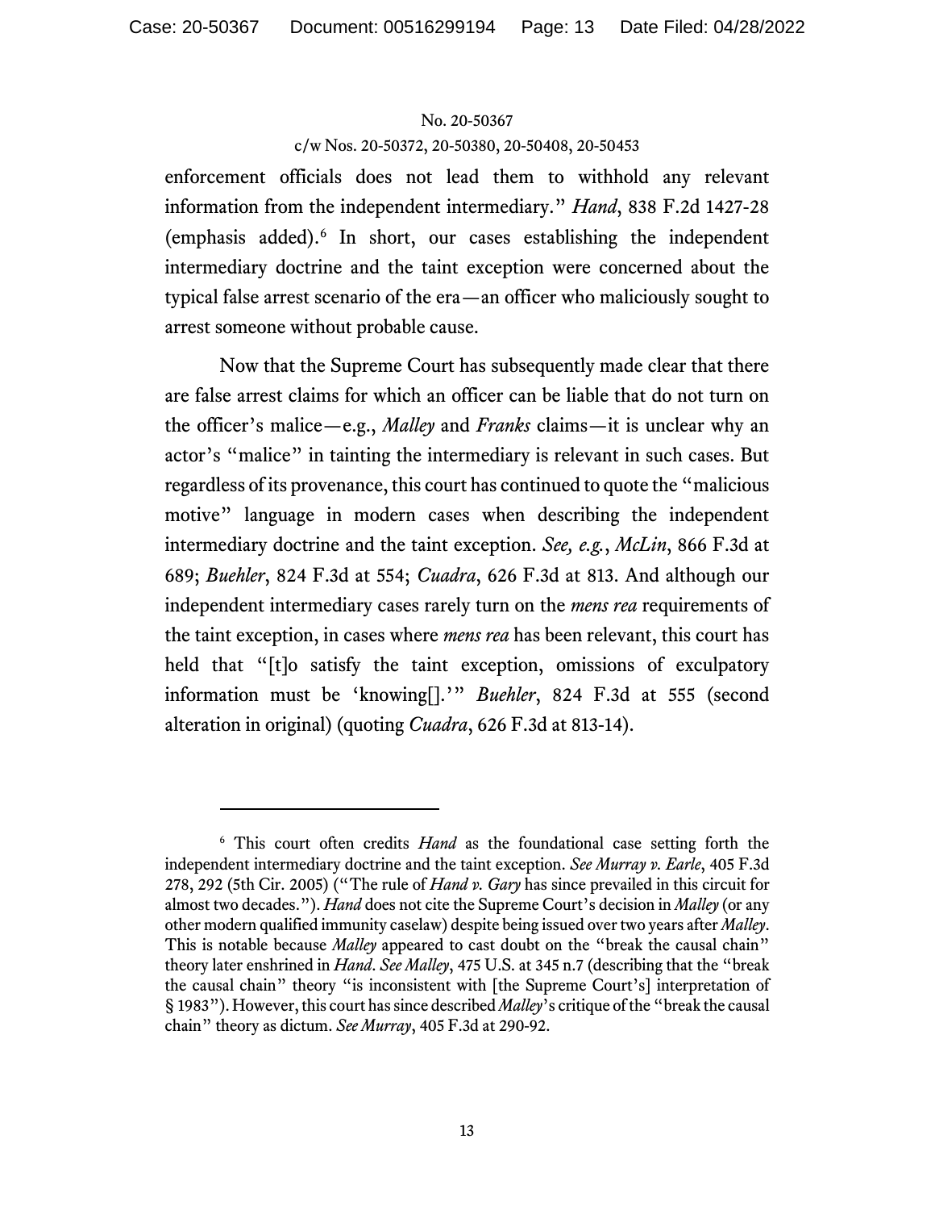enforcement officials does not lead them to withhold any relevant information from the independent intermediary." *Hand*, 838 F.2d 1427-28 (emphasis added).[6] In short, our cases establishing the independent intermediary doctrine and the taint exception were concerned about the typical false arrest scenario of the era—an officer who maliciously sought to arrest someone without probable cause.

Now that the Supreme Court has subsequently made clear that there are false arrest claims for which an officer can be liable that do not turn on the officer's malice—e.g., *Malley* and *Franks* claims—it is unclear why an actor's "malice" in tainting the intermediary is relevant in such cases. But regardless of its provenance, this court has continued to quote the "malicious motive" language in modern cases when describing the independent intermediary doctrine and the taint exception. *See, e.g.*, *McLin*, 866 F.3d at 689; *Buehler*, 824 F.3d at 554; *Cuadra*, 626 F.3d at 813. And although our independent intermediary cases rarely turn on the *mens rea* requirements of the taint exception, in cases where *mens rea* has been relevant, this court has held that "[t]o satisfy the taint exception, omissions of exculpatory information must be 'knowing[].'" *Buehler*, 824 F.3d at 555 (second alteration in original) (quoting *Cuadra*, 626 F.3d at 813-14).

---

[6] This court often credits *Hand* as the foundational case setting forth the independent intermediary doctrine and the taint exception. *See Murray v. Earle*, 405 F.3d 278, 292 (5th Cir. 2005) ("The rule of *Hand v. Gary* has since prevailed in this circuit for almost two decades."). *Hand* does not cite the Supreme Court's decision in *Malley* (or any other modern qualified immunity caselaw) despite being issued over two years after *Malley*. This is notable because *Malley* appeared to cast doubt on the "break the causal chain" theory later enshrined in *Hand*. *See Malley*, 475 U.S. at 345 n.7 (describing that the "break the causal chain" theory "is inconsistent with [the Supreme Court's] interpretation of § 1983"). However, this court has since described *Malley*'s critique of the "break the causal chain" theory as dictum. *See Murray*, 405 F.3d at 290-92.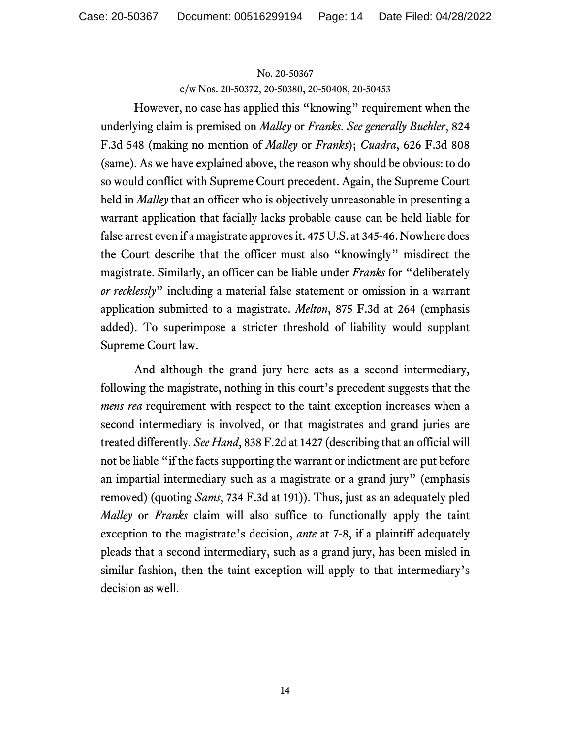However, no case has applied this "knowing" requirement when the underlying claim is premised on *Malley* or *Franks*. *See generally Buehler*, 824 F.3d 548 (making no mention of *Malley* or *Franks*); *Cuadra*, 626 F.3d 808 (same). As we have explained above, the reason why should be obvious: to do so would conflict with Supreme Court precedent. Again, the Supreme Court held in *Malley* that an officer who is objectively unreasonable in presenting a warrant application that facially lacks probable cause can be held liable for false arrest even if a magistrate approves it. 475 U.S. at 345-46. Nowhere does the Court describe that the officer must also "knowingly" misdirect the magistrate. Similarly, an officer can be liable under *Franks* for "deliberately *or recklessly*" including a material false statement or omission in a warrant application submitted to a magistrate. *Melton*, 875 F.3d at 264 (emphasis added). To superimpose a stricter threshold of liability would supplant Supreme Court law.

And although the grand jury here acts as a second intermediary, following the magistrate, nothing in this court's precedent suggests that the *mens rea* requirement with respect to the taint exception increases when a second intermediary is involved, or that magistrates and grand juries are treated differently. *See Hand*, 838 F.2d at 1427 (describing that an official will not be liable "if the facts supporting the warrant or indictment are put before an impartial intermediary such as a magistrate or a grand jury" (emphasis removed) (quoting *Sams*, 734 F.3d at 191)). Thus, just as an adequately pled *Malley* or *Franks* claim will also suffice to functionally apply the taint exception to the magistrate's decision, *ante* at 7-8, if a plaintiff adequately pleads that a second intermediary, such as a grand jury, has been misled in similar fashion, then the taint exception will apply to that intermediary's decision as well.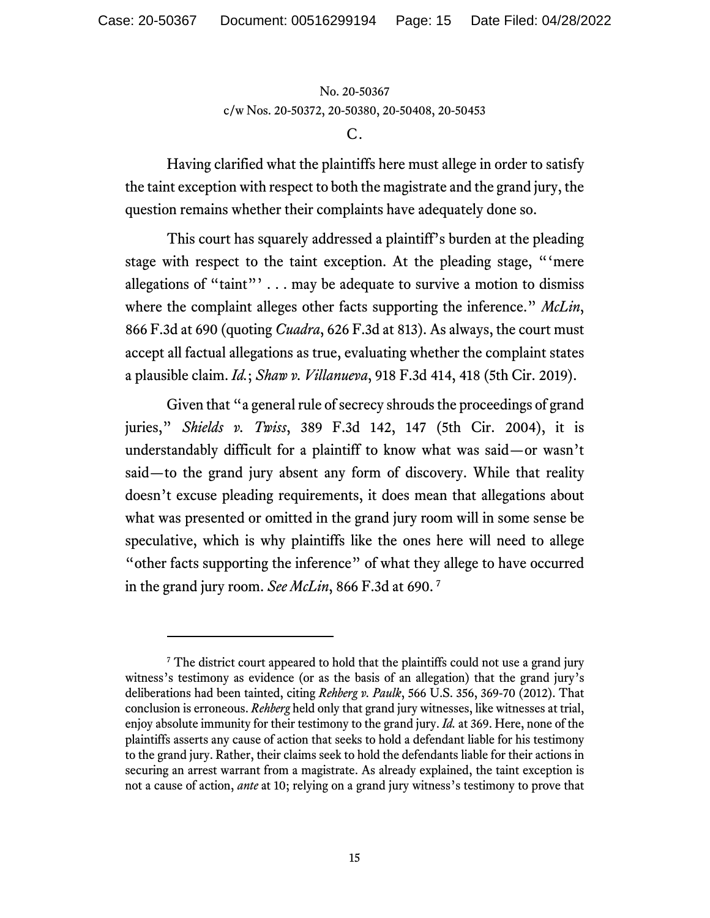No. 20-50367
c/w Nos. 20-50372, 20-50380, 20-50408, 20-50453

### C.

Having clarified what the plaintiffs here must allege in order to satisfy the taint exception with respect to both the magistrate and the grand jury, the question remains whether their complaints have adequately done so.

This court has squarely addressed a plaintiff's burden at the pleading stage with respect to the taint exception. At the pleading stage, "'mere allegations of "taint"' . . . may be adequate to survive a motion to dismiss where the complaint alleges other facts supporting the inference." *McLin*, 866 F.3d at 690 (quoting *Cuadra*, 626 F.3d at 813). As always, the court must accept all factual allegations as true, evaluating whether the complaint states a plausible claim. *Id.*; *Shaw v. Villanueva*, 918 F.3d 414, 418 (5th Cir. 2019).

Given that "a general rule of secrecy shrouds the proceedings of grand juries," *Shields v. Twiss*, 389 F.3d 142, 147 (5th Cir. 2004), it is understandably difficult for a plaintiff to know what was said—or wasn't said—to the grand jury absent any form of discovery. While that reality doesn't excuse pleading requirements, it does mean that allegations about what was presented or omitted in the grand jury room will in some sense be speculative, which is why plaintiffs like the ones here will need to allege "other facts supporting the inference" of what they allege to have occurred in the grand jury room. *See McLin*, 866 F.3d at 690.[7]

---

[7] The district court appeared to hold that the plaintiffs could not use a grand jury witness's testimony as evidence (or as the basis of an allegation) that the grand jury's deliberations had been tainted, citing *Rehberg v. Paulk*, 566 U.S. 356, 369-70 (2012). That conclusion is erroneous. *Rehberg* held only that grand jury witnesses, like witnesses at trial, enjoy absolute immunity for their testimony to the grand jury. *Id.* at 369. Here, none of the plaintiffs asserts any cause of action that seeks to hold a defendant liable for his testimony to the grand jury. Rather, their claims seek to hold the defendants liable for their actions in securing an arrest warrant from a magistrate. As already explained, the taint exception is not a cause of action, *ante* at 10; relying on a grand jury witness's testimony to prove that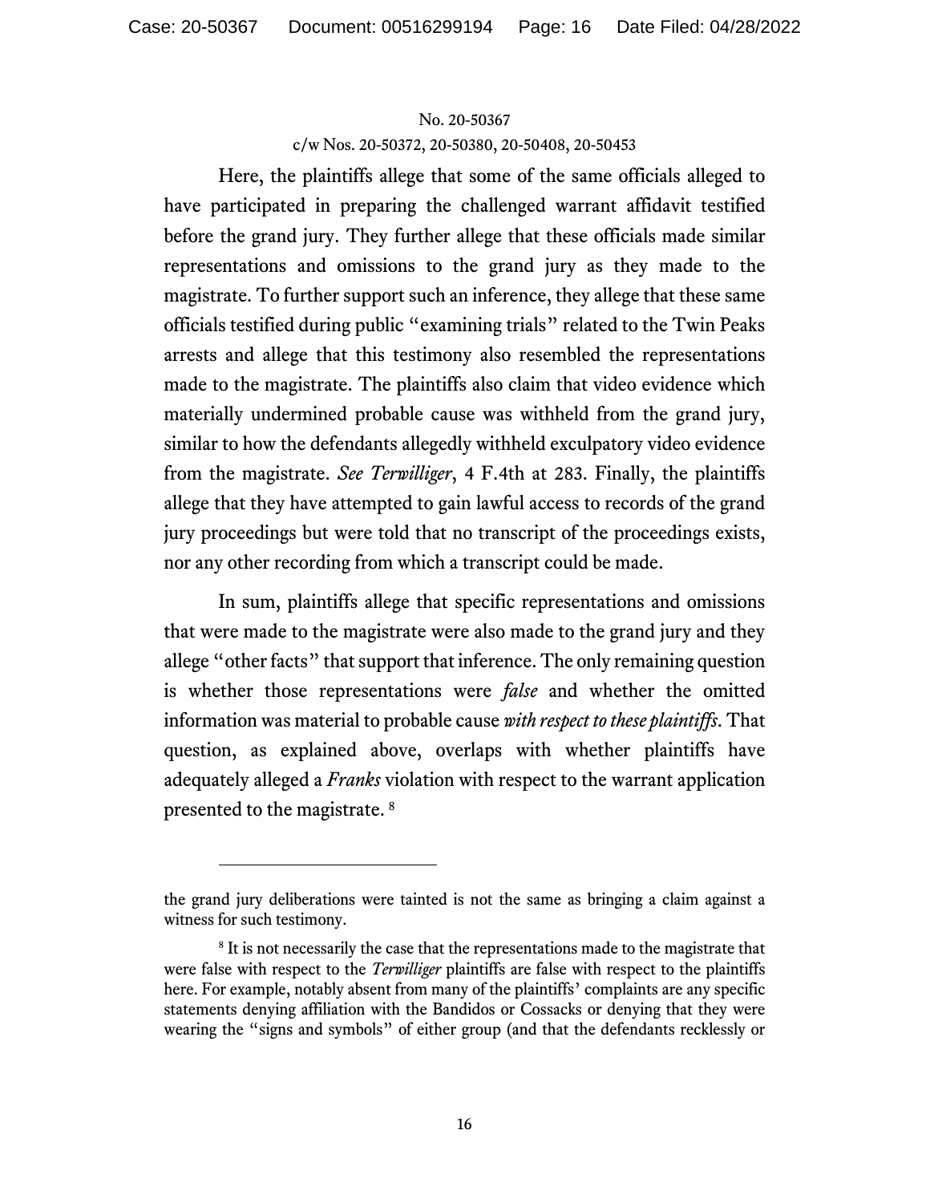Here, the plaintiffs allege that some of the same officials alleged to have participated in preparing the challenged warrant affidavit testified before the grand jury. They further allege that these officials made similar representations and omissions to the grand jury as they made to the magistrate. To further support such an inference, they allege that these same officials testified during public "examining trials" related to the Twin Peaks arrests and allege that this testimony also resembled the representations made to the magistrate. The plaintiffs also claim that video evidence which materially undermined probable cause was withheld from the grand jury, similar to how the defendants allegedly withheld exculpatory video evidence from the magistrate. *See Terwilliger*, 4 F.4th at 283. Finally, the plaintiffs allege that they have attempted to gain lawful access to records of the grand jury proceedings but were told that no transcript of the proceedings exists, nor any other recording from which a transcript could be made.

In sum, plaintiffs allege that specific representations and omissions that were made to the magistrate were also made to the grand jury and they allege "other facts" that support that inference. The only remaining question is whether those representations were *false* and whether the omitted information was material to probable cause *with respect to these plaintiffs*. That question, as explained above, overlaps with whether plaintiffs have adequately alleged a *Franks* violation with respect to the warrant application presented to the magistrate. [8]

---

the grand jury deliberations were tainted is not the same as bringing a claim against a witness for such testimony.

[8] It is not necessarily the case that the representations made to the magistrate that were false with respect to the *Terwilliger* plaintiffs are false with respect to the plaintiffs here. For example, notably absent from many of the plaintiffs' complaints are any specific statements denying affiliation with the Bandidos or Cossacks or denying that they were wearing the "signs and symbols" of either group (and that the defendants recklessly or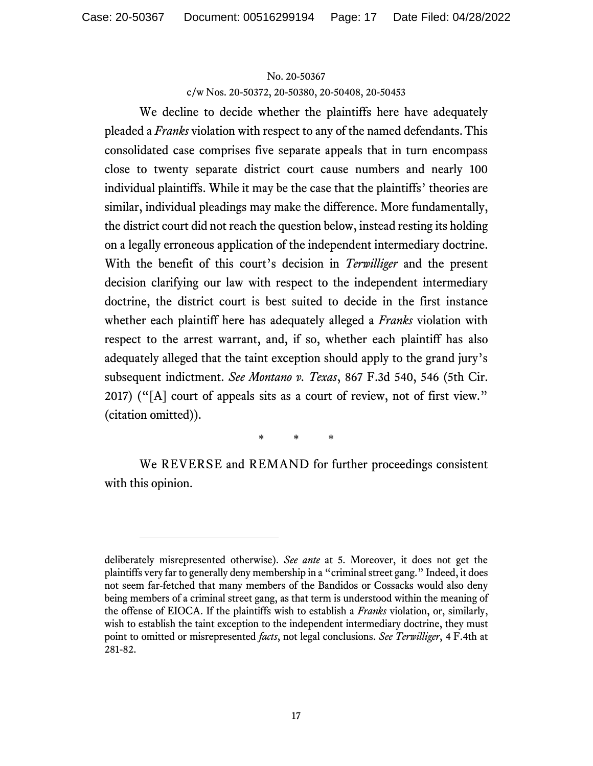We decline to decide whether the plaintiffs here have adequately pleaded a *Franks* violation with respect to any of the named defendants. This consolidated case comprises five separate appeals that in turn encompass close to twenty separate district court cause numbers and nearly 100 individual plaintiffs. While it may be the case that the plaintiffs' theories are similar, individual pleadings may make the difference. More fundamentally, the district court did not reach the question below, instead resting its holding on a legally erroneous application of the independent intermediary doctrine. With the benefit of this court's decision in *Terwilliger* and the present decision clarifying our law with respect to the independent intermediary doctrine, the district court is best suited to decide in the first instance whether each plaintiff here has adequately alleged a *Franks* violation with respect to the arrest warrant, and, if so, whether each plaintiff has also adequately alleged that the taint exception should apply to the grand jury's subsequent indictment. *See Montano v. Texas*, 867 F.3d 540, 546 (5th Cir. 2017) ("[A] court of appeals sits as a court of review, not of first view." (citation omitted)).

\* \* \*

We REVERSE and REMAND for further proceedings consistent with this opinion.

---

deliberately misrepresented otherwise). *See ante* at 5. Moreover, it does not get the plaintiffs very far to generally deny membership in a "criminal street gang." Indeed, it does not seem far-fetched that many members of the Bandidos or Cossacks would also deny being members of a criminal street gang, as that term is understood within the meaning of the offense of EIOCA. If the plaintiffs wish to establish a *Franks* violation, or, similarly, wish to establish the taint exception to the independent intermediary doctrine, they must point to omitted or misrepresented *facts*, not legal conclusions. *See Terwilliger*, 4 F.4th at 281-82.